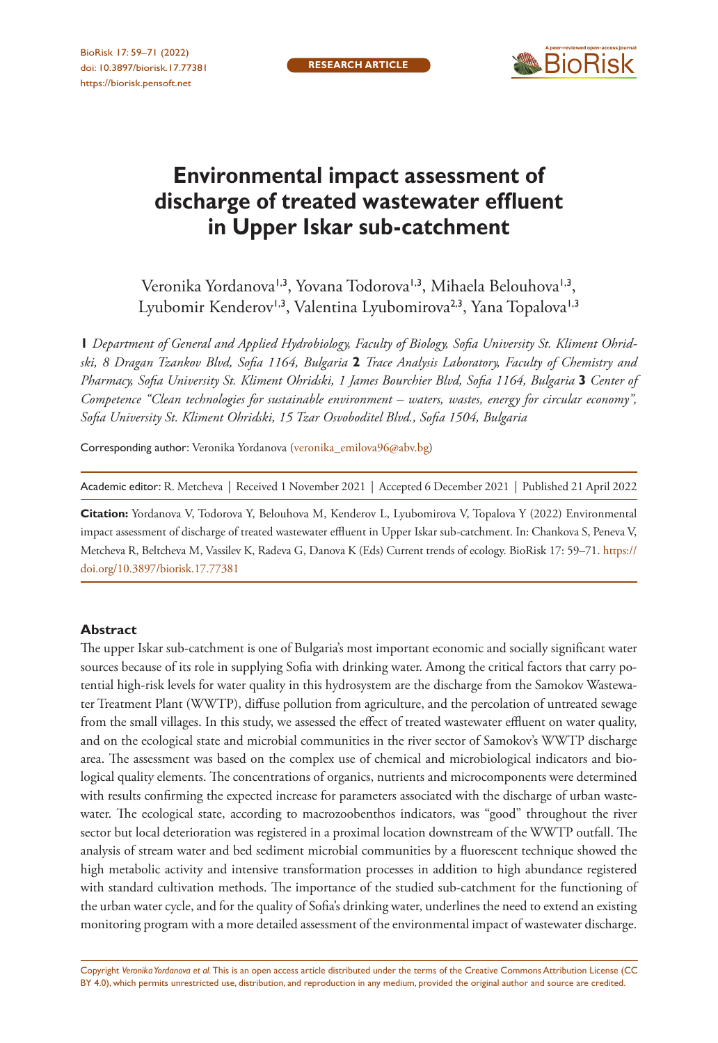RESEARCH ARTICLE

# Environmental impact assessment of discharge of treated wastewater effluent in Upper Iskar sub-catchment

Veronika Yordanova[1,3], Yovana Todorova[1,3], Mihaela Belouhova[1,3], Lyubomir Kenderov[1,3], Valentina Lyubomirova[2,3], Yana Topalova[1,3]

**1** *Department of General and Applied Hydrobiology, Faculty of Biology, Sofia University St. Kliment Ohridski, 8 Dragan Tzankov Blvd, Sofia 1164, Bulgaria* **2** *Trace Analysis Laboratory, Faculty of Chemistry and Pharmacy, Sofia University St. Kliment Ohridski, 1 James Bourchier Blvd, Sofia 1164, Bulgaria* **3** *Center of Competence "Clean technologies for sustainable environment – waters, wastes, energy for circular economy", Sofia University St. Kliment Ohridski, 15 Tzar Osvoboditel Blvd., Sofia 1504, Bulgaria*

Corresponding author: Veronika Yordanova (veronika_emilova96@abv.bg)

Academic editor: R. Metcheva | Received 1 November 2021 | Accepted 6 December 2021 | Published 21 April 2022

**Citation:** Yordanova V, Todorova Y, Belouhova M, Kenderov L, Lyubomirova V, Topalova Y (2022) Environmental impact assessment of discharge of treated wastewater effluent in Upper Iskar sub-catchment. In: Chankova S, Peneva V, Metcheva R, Beltcheva M, Vassilev K, Radeva G, Danova K (Eds) Current trends of ecology. BioRisk 17: 59–71. https://doi.org/10.3897/biorisk.17.77381

## Abstract

The upper Iskar sub-catchment is one of Bulgaria's most important economic and socially significant water sources because of its role in supplying Sofia with drinking water. Among the critical factors that carry potential high-risk levels for water quality in this hydrosystem are the discharge from the Samokov Wastewater Treatment Plant (WWTP), diffuse pollution from agriculture, and the percolation of untreated sewage from the small villages. In this study, we assessed the effect of treated wastewater effluent on water quality, and on the ecological state and microbial communities in the river sector of Samokov's WWTP discharge area. The assessment was based on the complex use of chemical and microbiological indicators and biological quality elements. The concentrations of organics, nutrients and microcomponents were determined with results confirming the expected increase for parameters associated with the discharge of urban wastewater. The ecological state, according to macrozoobenthos indicators, was "good" throughout the river sector but local deterioration was registered in a proximal location downstream of the WWTP outfall. The analysis of stream water and bed sediment microbial communities by a fluorescent technique showed the high metabolic activity and intensive transformation processes in addition to high abundance registered with standard cultivation methods. The importance of the studied sub-catchment for the functioning of the urban water cycle, and for the quality of Sofia's drinking water, underlines the need to extend an existing monitoring program with a more detailed assessment of the environmental impact of wastewater discharge.

Copyright *Veronika Yordanova et al.* This is an open access article distributed under the terms of the Creative Commons Attribution License (CC BY 4.0), which permits unrestricted use, distribution, and reproduction in any medium, provided the original author and source are credited.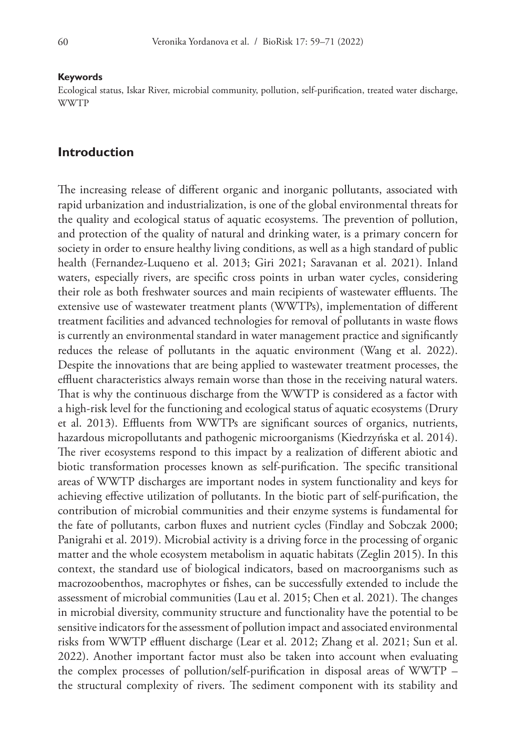**Keywords**

Ecological status, Iskar River, microbial community, pollution, self-purification, treated water discharge, WWTP

## Introduction

The increasing release of different organic and inorganic pollutants, associated with rapid urbanization and industrialization, is one of the global environmental threats for the quality and ecological status of aquatic ecosystems. The prevention of pollution, and protection of the quality of natural and drinking water, is a primary concern for society in order to ensure healthy living conditions, as well as a high standard of public health (Fernandez-Luqueno et al. 2013; Giri 2021; Saravanan et al. 2021). Inland waters, especially rivers, are specific cross points in urban water cycles, considering their role as both freshwater sources and main recipients of wastewater effluents. The extensive use of wastewater treatment plants (WWTPs), implementation of different treatment facilities and advanced technologies for removal of pollutants in waste flows is currently an environmental standard in water management practice and significantly reduces the release of pollutants in the aquatic environment (Wang et al. 2022). Despite the innovations that are being applied to wastewater treatment processes, the effluent characteristics always remain worse than those in the receiving natural waters. That is why the continuous discharge from the WWTP is considered as a factor with a high-risk level for the functioning and ecological status of aquatic ecosystems (Drury et al. 2013). Effluents from WWTPs are significant sources of organics, nutrients, hazardous micropollutants and pathogenic microorganisms (Kiedrzyńska et al. 2014). The river ecosystems respond to this impact by a realization of different abiotic and biotic transformation processes known as self-purification. The specific transitional areas of WWTP discharges are important nodes in system functionality and keys for achieving effective utilization of pollutants. In the biotic part of self-purification, the contribution of microbial communities and their enzyme systems is fundamental for the fate of pollutants, carbon fluxes and nutrient cycles (Findlay and Sobczak 2000; Panigrahi et al. 2019). Microbial activity is a driving force in the processing of organic matter and the whole ecosystem metabolism in aquatic habitats (Zeglin 2015). In this context, the standard use of biological indicators, based on macroorganisms such as macrozoobenthos, macrophytes or fishes, can be successfully extended to include the assessment of microbial communities (Lau et al. 2015; Chen et al. 2021). The changes in microbial diversity, community structure and functionality have the potential to be sensitive indicators for the assessment of pollution impact and associated environmental risks from WWTP effluent discharge (Lear et al. 2012; Zhang et al. 2021; Sun et al. 2022). Another important factor must also be taken into account when evaluating the complex processes of pollution/self-purification in disposal areas of WWTP – the structural complexity of rivers. The sediment component with its stability and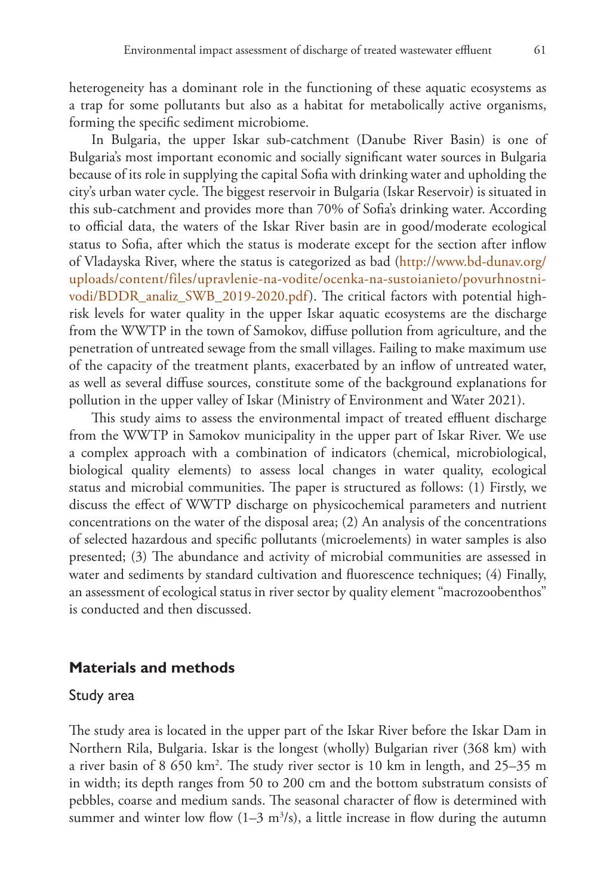heterogeneity has a dominant role in the functioning of these aquatic ecosystems as a trap for some pollutants but also as a habitat for metabolically active organisms, forming the specific sediment microbiome.

In Bulgaria, the upper Iskar sub-catchment (Danube River Basin) is one of Bulgaria's most important economic and socially significant water sources in Bulgaria because of its role in supplying the capital Sofia with drinking water and upholding the city's urban water cycle. The biggest reservoir in Bulgaria (Iskar Reservoir) is situated in this sub-catchment and provides more than 70% of Sofia's drinking water. According to official data, the waters of the Iskar River basin are in good/moderate ecological status to Sofia, after which the status is moderate except for the section after inflow of Vladayska River, where the status is categorized as bad (http://www.bd-dunav.org/uploads/content/files/upravlenie-na-vodite/ocenka-na-sustoianieto/povurhnostni-vodi/BDDR_analiz_SWB_2019-2020.pdf). The critical factors with potential high-risk levels for water quality in the upper Iskar aquatic ecosystems are the discharge from the WWTP in the town of Samokov, diffuse pollution from agriculture, and the penetration of untreated sewage from the small villages. Failing to make maximum use of the capacity of the treatment plants, exacerbated by an inflow of untreated water, as well as several diffuse sources, constitute some of the background explanations for pollution in the upper valley of Iskar (Ministry of Environment and Water 2021).

This study aims to assess the environmental impact of treated effluent discharge from the WWTP in Samokov municipality in the upper part of Iskar River. We use a complex approach with a combination of indicators (chemical, microbiological, biological quality elements) to assess local changes in water quality, ecological status and microbial communities. The paper is structured as follows: (1) Firstly, we discuss the effect of WWTP discharge on physicochemical parameters and nutrient concentrations on the water of the disposal area; (2) An analysis of the concentrations of selected hazardous and specific pollutants (microelements) in water samples is also presented; (3) The abundance and activity of microbial communities are assessed in water and sediments by standard cultivation and fluorescence techniques; (4) Finally, an assessment of ecological status in river sector by quality element "macrozoobenthos" is conducted and then discussed.

## Materials and methods

### Study area

The study area is located in the upper part of the Iskar River before the Iskar Dam in Northern Rila, Bulgaria. Iskar is the longest (wholly) Bulgarian river (368 km) with a river basin of 8 650 $km^2$. The study river sector is 10 km in length, and 25–35 m in width; its depth ranges from 50 to 200 cm and the bottom substratum consists of pebbles, coarse and medium sands. The seasonal character of flow is determined with summer and winter low flow (1–3 $m^3/s$), a little increase in flow during the autumn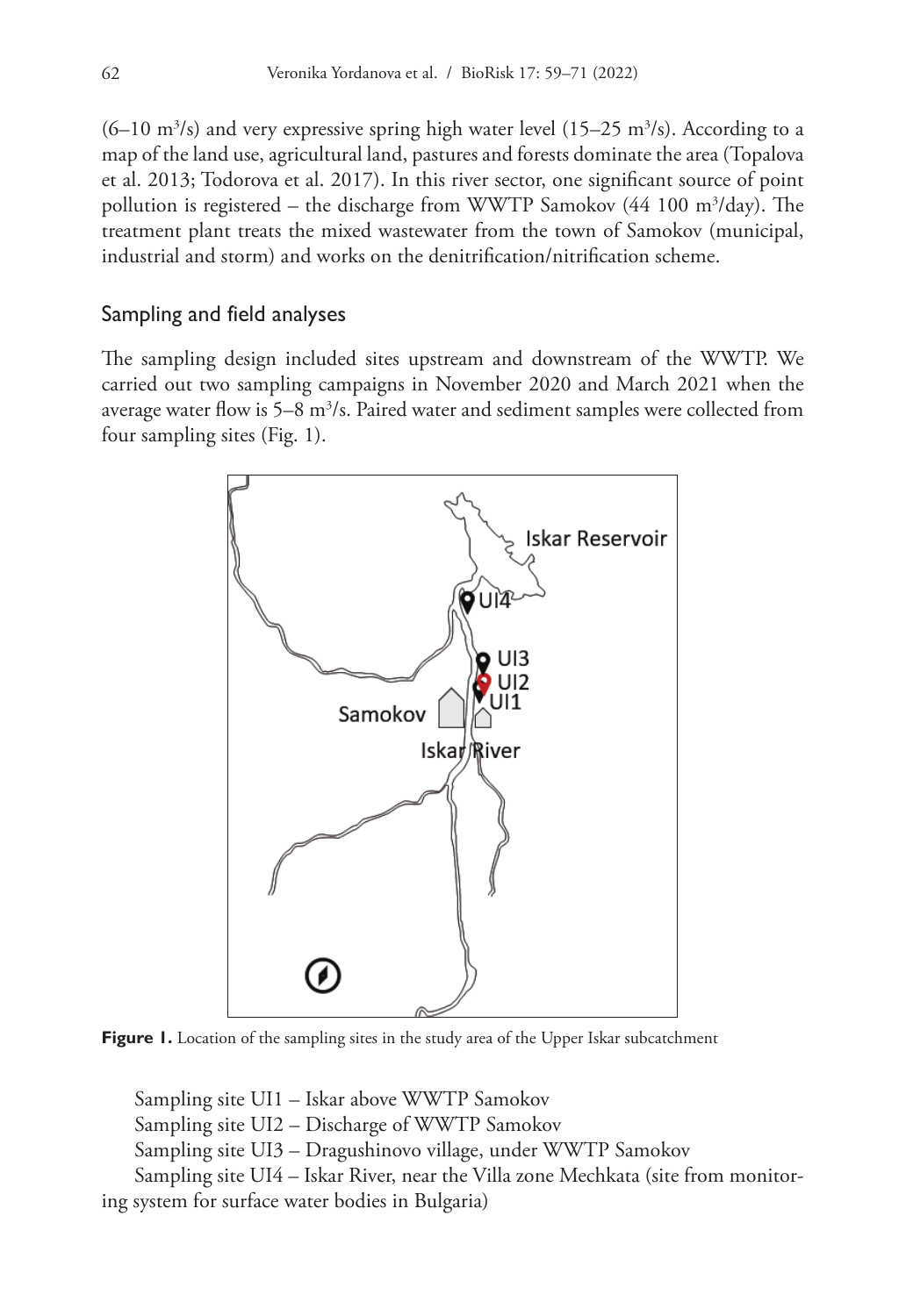(6–10 $m^3/s$) and very expressive spring high water level (15–25 $m^3/s$). According to a map of the land use, agricultural land, pastures and forests dominate the area (Topalova et al. 2013; Todorova et al. 2017). In this river sector, one significant source of point pollution is registered – the discharge from WWTP Samokov (44 100 $m^3$/day). The treatment plant treats the mixed wastewater from the town of Samokov (municipal, industrial and storm) and works on the denitrification/nitrification scheme.

## Sampling and field analyses

The sampling design included sites upstream and downstream of the WWTP. We carried out two sampling campaigns in November 2020 and March 2021 when the average water flow is 5–8 $m^3/s$. Paired water and sediment samples were collected from four sampling sites (Fig. 1).

Iskar Reservoir
UI4
UI3
UI2
UI1
Samokov
Iskar River

**Figure 1.** Location of the sampling sites in the study area of the Upper Iskar subcatchment

Sampling site UI1 – Iskar above WWTP Samokov

Sampling site UI2 – Discharge of WWTP Samokov

Sampling site UI3 – Dragushinovo village, under WWTP Samokov

Sampling site UI4 – Iskar River, near the Villa zone Mechkata (site from monitoring system for surface water bodies in Bulgaria)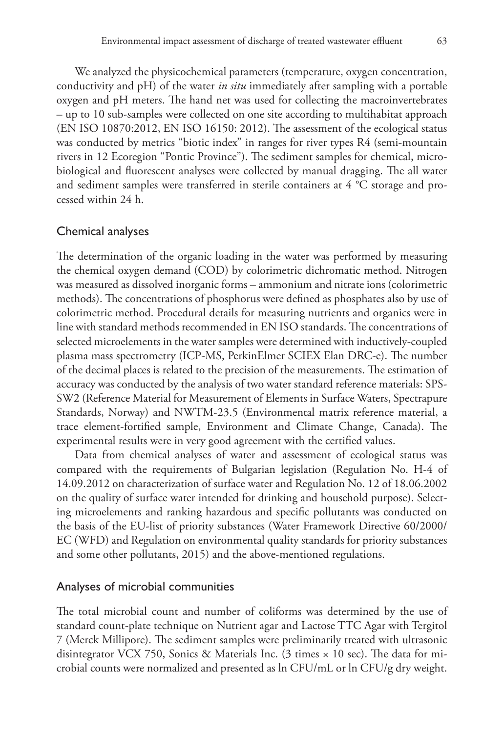We analyzed the physicochemical parameters (temperature, oxygen concentration, conductivity and pH) of the water *in situ* immediately after sampling with a portable oxygen and pH meters. The hand net was used for collecting the macroinvertebrates – up to 10 sub-samples were collected on one site according to multihabitat approach (EN ISO 10870:2012, EN ISO 16150: 2012). The assessment of the ecological status was conducted by metrics "biotic index" in ranges for river types R4 (semi-mountain rivers in 12 Ecoregion "Pontic Province"). The sediment samples for chemical, microbiological and fluorescent analyses were collected by manual dragging. The all water and sediment samples were transferred in sterile containers at 4 °C storage and processed within 24 h.

## Chemical analyses

The determination of the organic loading in the water was performed by measuring the chemical oxygen demand (COD) by colorimetric dichromatic method. Nitrogen was measured as dissolved inorganic forms – ammonium and nitrate ions (colorimetric methods). The concentrations of phosphorus were defined as phosphates also by use of colorimetric method. Procedural details for measuring nutrients and organics were in line with standard methods recommended in EN ISO standards. The concentrations of selected microelements in the water samples were determined with inductively-coupled plasma mass spectrometry (ICP-MS, PerkinElmer SCIEX Elan DRC-e). The number of the decimal places is related to the precision of the measurements. The estimation of accuracy was conducted by the analysis of two water standard reference materials: SPS-SW2 (Reference Material for Measurement of Elements in Surface Waters, Spectrapure Standards, Norway) and NWTM-23.5 (Environmental matrix reference material, a trace element-fortified sample, Environment and Climate Change, Canada). The experimental results were in very good agreement with the certified values.

Data from chemical analyses of water and assessment of ecological status was compared with the requirements of Bulgarian legislation (Regulation No. H-4 of 14.09.2012 on characterization of surface water and Regulation No. 12 of 18.06.2002 on the quality of surface water intended for drinking and household purpose). Selecting microelements and ranking hazardous and specific pollutants was conducted on the basis of the EU-list of priority substances (Water Framework Directive 60/2000/EC (WFD) and Regulation on environmental quality standards for priority substances and some other pollutants, 2015) and the above-mentioned regulations.

## Analyses of microbial communities

The total microbial count and number of coliforms was determined by the use of standard count-plate technique on Nutrient agar and Lactose TTC Agar with Tergitol 7 (Merck Millipore). The sediment samples were preliminarily treated with ultrasonic disintegrator VCX 750, Sonics & Materials Inc. (3 times × 10 sec). The data for microbial counts were normalized and presented as ln CFU/mL or ln CFU/g dry weight.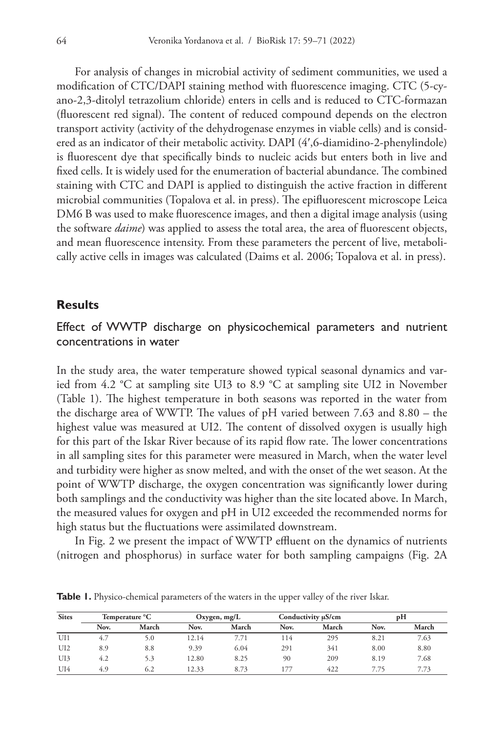For analysis of changes in microbial activity of sediment communities, we used a modification of CTC/DAPI staining method with fluorescence imaging. CTC (5-cyano-2,3-ditolyl tetrazolium chloride) enters in cells and is reduced to CTC-formazan (fluorescent red signal). The content of reduced compound depends on the electron transport activity (activity of the dehydrogenase enzymes in viable cells) and is considered as an indicator of their metabolic activity. DAPI (4′,6-diamidino-2-phenylindole) is fluorescent dye that specifically binds to nucleic acids but enters both in live and fixed cells. It is widely used for the enumeration of bacterial abundance. The combined staining with CTC and DAPI is applied to distinguish the active fraction in different microbial communities (Topalova et al. in press). The epifluorescent microscope Leica DM6 B was used to make fluorescence images, and then a digital image analysis (using the software *daime*) was applied to assess the total area, the area of fluorescent objects, and mean fluorescence intensity. From these parameters the percent of live, metabolically active cells in images was calculated (Daims et al. 2006; Topalova et al. in press).

## Results

### Effect of WWTP discharge on physicochemical parameters and nutrient concentrations in water

In the study area, the water temperature showed typical seasonal dynamics and varied from 4.2 °C at sampling site UI3 to 8.9 °C at sampling site UI2 in November (Table 1). The highest temperature in both seasons was reported in the water from the discharge area of WWTP. The values of pH varied between 7.63 and 8.80 – the highest value was measured at UI2. The content of dissolved oxygen is usually high for this part of the Iskar River because of its rapid flow rate. The lower concentrations in all sampling sites for this parameter were measured in March, when the water level and turbidity were higher as snow melted, and with the onset of the wet season. At the point of WWTP discharge, the oxygen concentration was significantly lower during both samplings and the conductivity was higher than the site located above. In March, the measured values for oxygen and pH in UI2 exceeded the recommended norms for high status but the fluctuations were assimilated downstream.

In Fig. 2 we present the impact of WWTP effluent on the dynamics of nutrients (nitrogen and phosphorus) in surface water for both sampling campaigns (Fig. 2A

**Table 1.** Physico-chemical parameters of the waters in the upper valley of the river Iskar.

| Sites | Temperature °C | | Oxygen, mg/L | | Conductivity μS/cm | | pH | |
|---|---|---|---|---|---|---|---|---|
| | Nov. | March | Nov. | March | Nov. | March | Nov. | March |
| UI1 | 4.7 | 5.0 | 12.14 | 7.71 | 114 | 295 | 8.21 | 7.63 |
| UI2 | 8.9 | 8.8 | 9.39 | 6.04 | 291 | 341 | 8.00 | 8.80 |
| UI3 | 4.2 | 5.3 | 12.80 | 8.25 | 90 | 209 | 8.19 | 7.68 |
| UI4 | 4.9 | 6.2 | 12.33 | 8.73 | 177 | 422 | 7.75 | 7.73 |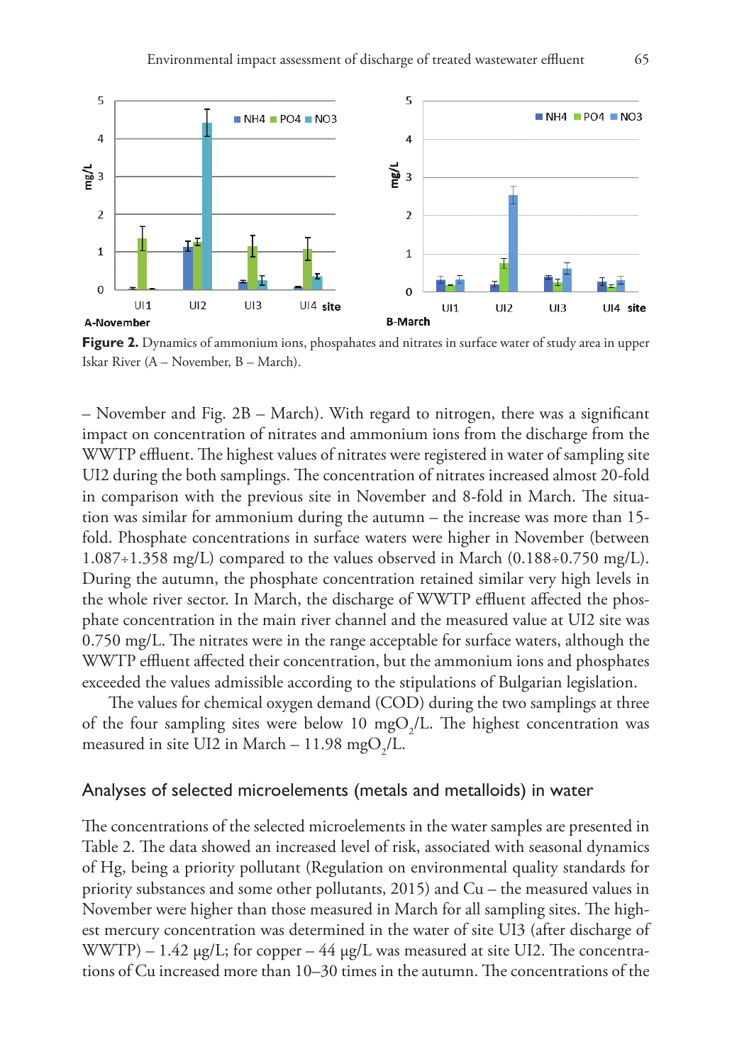5
4
mg/L 3
2
1
0

NH4 PO4 NO3

UI1 UI2 UI3 UI4 site

A-November

5
4
mg/L 3
2
1
0

NH4 PO4 NO3

UI1 UI2 UI3 UI4 site

B-March

**Figure 2.** Dynamics of ammonium ions, phospahates and nitrates in surface water of study area in upper Iskar River (A – November, B – March).

– November and Fig. 2B – March). With regard to nitrogen, there was a significant impact on concentration of nitrates and ammonium ions from the discharge from the WWTP effluent. The highest values of nitrates were registered in water of sampling site UI2 during the both samplings. The concentration of nitrates increased almost 20-fold in comparison with the previous site in November and 8-fold in March. The situation was similar for ammonium during the autumn – the increase was more than 15-fold. Phosphate concentrations in surface waters were higher in November (between 1.087÷1.358 mg/L) compared to the values observed in March (0.188÷0.750 mg/L). During the autumn, the phosphate concentration retained similar very high levels in the whole river sector. In March, the discharge of WWTP effluent affected the phosphate concentration in the main river channel and the measured value at UI2 site was 0.750 mg/L. The nitrates were in the range acceptable for surface waters, although the WWTP effluent affected their concentration, but the ammonium ions and phosphates exceeded the values admissible according to the stipulations of Bulgarian legislation.

The values for chemical oxygen demand (COD) during the two samplings at three of the four sampling sites were below 10 $mgO_2/L$. The highest concentration was measured in site UI2 in March – 11.98 $mgO_2/L$.

## Analyses of selected microelements (metals and metalloids) in water

The concentrations of the selected microelements in the water samples are presented in Table 2. The data showed an increased level of risk, associated with seasonal dynamics of Hg, being a priority pollutant (Regulation on environmental quality standards for priority substances and some other pollutants, 2015) and Cu – the measured values in November were higher than those measured in March for all sampling sites. The highest mercury concentration was determined in the water of site UI3 (after discharge of WWTP) – 1.42 μg/L; for copper – 44 μg/L was measured at site UI2. The concentrations of Cu increased more than 10–30 times in the autumn. The concentrations of the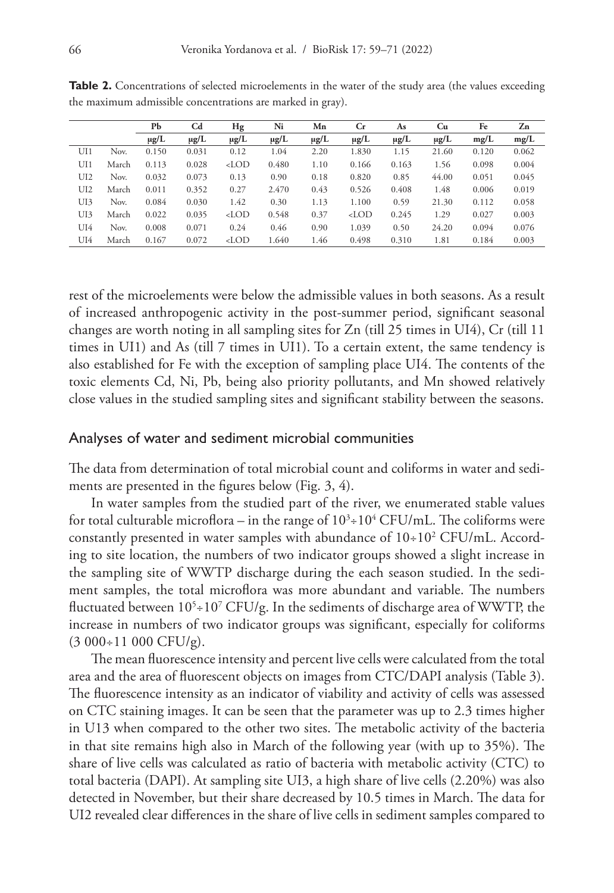**Table 2.** Concentrations of selected microelements in the water of the study area (the values exceeding the maximum admissible concentrations are marked in gray).

| | | Pb | Cd | Hg | Ni | Mn | Cr | As | Cu | Fe | Zn |
|---|---|---|---|---|---|---|---|---|---|---|---|
| | | μg/L | μg/L | μg/L | μg/L | μg/L | μg/L | μg/L | μg/L | mg/L | mg/L |
| UI1 | Nov. | 0.150 | 0.031 | 0.12 | 1.04 | 2.20 | 1.830 | 1.15 | 21.60 | 0.120 | 0.062 |
| UI1 | March | 0.113 | 0.028 | <LOD | 0.480 | 1.10 | 0.166 | 0.163 | 1.56 | 0.098 | 0.004 |
| UI2 | Nov. | 0.032 | 0.073 | 0.13 | 0.90 | 0.18 | 0.820 | 0.85 | 44.00 | 0.051 | 0.045 |
| UI2 | March | 0.011 | 0.352 | 0.27 | 2.470 | 0.43 | 0.526 | 0.408 | 1.48 | 0.006 | 0.019 |
| UI3 | Nov. | 0.084 | 0.030 | 1.42 | 0.30 | 1.13 | 1.100 | 0.59 | 21.30 | 0.112 | 0.058 |
| UI3 | March | 0.022 | 0.035 | <LOD | 0.548 | 0.37 | <LOD | 0.245 | 1.29 | 0.027 | 0.003 |
| UI4 | Nov. | 0.008 | 0.071 | 0.24 | 0.46 | 0.90 | 1.039 | 0.50 | 24.20 | 0.094 | 0.076 |
| UI4 | March | 0.167 | 0.072 | <LOD | 1.640 | 1.46 | 0.498 | 0.310 | 1.81 | 0.184 | 0.003 |

rest of the microelements were below the admissible values in both seasons. As a result of increased anthropogenic activity in the post-summer period, significant seasonal changes are worth noting in all sampling sites for Zn (till 25 times in UI4), Cr (till 11 times in UI1) and As (till 7 times in UI1). To a certain extent, the same tendency is also established for Fe with the exception of sampling place UI4. The contents of the toxic elements Cd, Ni, Pb, being also priority pollutants, and Mn showed relatively close values in the studied sampling sites and significant stability between the seasons.

## Analyses of water and sediment microbial communities

The data from determination of total microbial count and coliforms in water and sediments are presented in the figures below (Fig. 3, 4).

In water samples from the studied part of the river, we enumerated stable values for total culturable microflora – in the range of $10^3 \div 10^4$ CFU/mL. The coliforms were constantly presented in water samples with abundance of $10 \div 10^2$ CFU/mL. According to site location, the numbers of two indicator groups showed a slight increase in the sampling site of WWTP discharge during the each season studied. In the sediment samples, the total microflora was more abundant and variable. The numbers fluctuated between $10^5 \div 10^7$ CFU/g. In the sediments of discharge area of WWTP, the increase in numbers of two indicator groups was significant, especially for coliforms (3 000÷11 000 CFU/g).

The mean fluorescence intensity and percent live cells were calculated from the total area and the area of fluorescent objects on images from CTC/DAPI analysis (Table 3). The fluorescence intensity as an indicator of viability and activity of cells was assessed on CTC staining images. It can be seen that the parameter was up to 2.3 times higher in U13 when compared to the other two sites. The metabolic activity of the bacteria in that site remains high also in March of the following year (with up to 35%). The share of live cells was calculated as ratio of bacteria with metabolic activity (CTC) to total bacteria (DAPI). At sampling site UI3, a high share of live cells (2.20%) was also detected in November, but their share decreased by 10.5 times in March. The data for UI2 revealed clear differences in the share of live cells in sediment samples compared to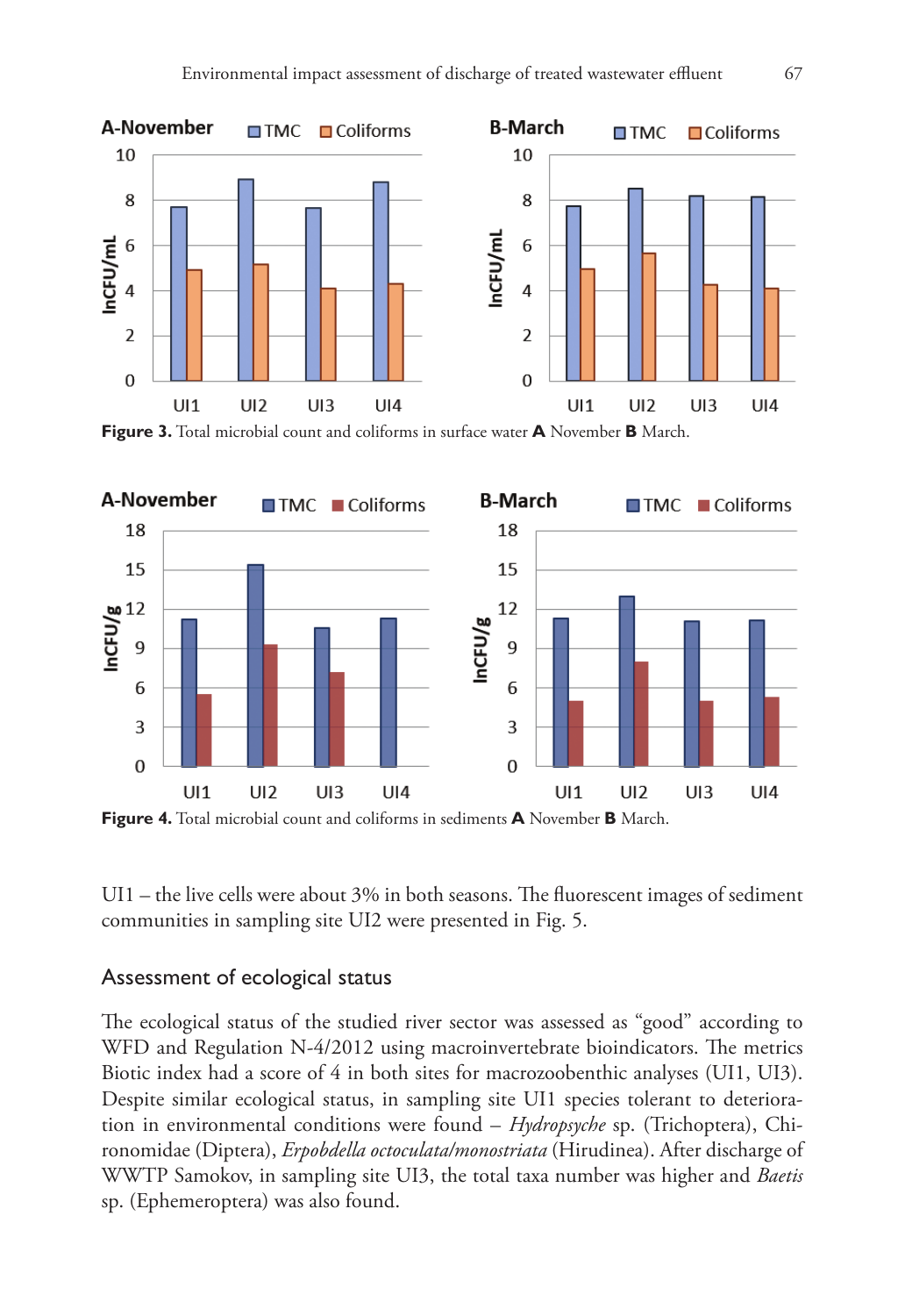A-November

TMC Coliforms

10
8
6
4
2
0

lnCFU/mL

UI1 UI2 UI3 UI4

B-March

TMC Coliforms

10
8
6
4
2
0

lnCFU/mL

UI1 UI2 UI3 UI4

**Figure 3.** Total microbial count and coliforms in surface water **A** November **B** March.

A-November

TMC Coliforms

18
15
12
9
6
3
0

lnCFU/g

UI1 UI2 UI3 UI4

B-March

TMC Coliforms

18
15
12
9
6
3
0

lnCFU/g

UI1 UI2 UI3 UI4

**Figure 4.** Total microbial count and coliforms in sediments **A** November **B** March.

UI1 – the live cells were about 3% in both seasons. The fluorescent images of sediment communities in sampling site UI2 were presented in Fig. 5.

## Assessment of ecological status

The ecological status of the studied river sector was assessed as "good" according to WFD and Regulation N-4/2012 using macroinvertebrate bioindicators. The metrics Biotic index had a score of 4 in both sites for macrozoobenthic analyses (UI1, UI3). Despite similar ecological status, in sampling site UI1 species tolerant to deterioration in environmental conditions were found – *Hydropsyche* sp. (Trichoptera), Chironomidae (Diptera), *Erpobdella octoculata/monostriata* (Hirudinea). After discharge of WWTP Samokov, in sampling site UI3, the total taxa number was higher and *Baetis* sp. (Ephemeroptera) was also found.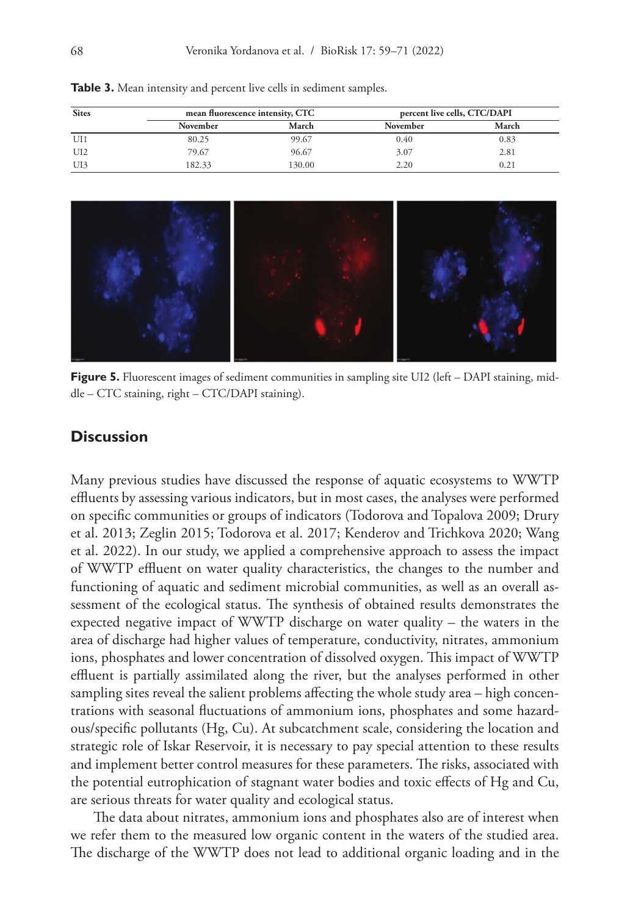**Table 3.** Mean intensity and percent live cells in sediment samples.

| Sites | mean fluorescence intensity, CTC | | percent live cells, CTC/DAPI | |
|---|---|---|---|---|
| | November | March | November | March |
| UI1 | 80.25 | 99.67 | 0.40 | 0.83 |
| UI2 | 79.67 | 96.67 | 3.07 | 2.81 |
| UI3 | 182.33 | 130.00 | 2.20 | 0.21 |

**Figure 5.** Fluorescent images of sediment communities in sampling site UI2 (left – DAPI staining, middle – CTC staining, right – CTC/DAPI staining).

## Discussion

Many previous studies have discussed the response of aquatic ecosystems to WWTP effluents by assessing various indicators, but in most cases, the analyses were performed on specific communities or groups of indicators (Todorova and Topalova 2009; Drury et al. 2013; Zeglin 2015; Todorova et al. 2017; Kenderov and Trichkova 2020; Wang et al. 2022). In our study, we applied a comprehensive approach to assess the impact of WWTP effluent on water quality characteristics, the changes to the number and functioning of aquatic and sediment microbial communities, as well as an overall assessment of the ecological status. The synthesis of obtained results demonstrates the expected negative impact of WWTP discharge on water quality – the waters in the area of discharge had higher values of temperature, conductivity, nitrates, ammonium ions, phosphates and lower concentration of dissolved oxygen. This impact of WWTP effluent is partially assimilated along the river, but the analyses performed in other sampling sites reveal the salient problems affecting the whole study area – high concentrations with seasonal fluctuations of ammonium ions, phosphates and some hazardous/specific pollutants (Hg, Cu). At subcatchment scale, considering the location and strategic role of Iskar Reservoir, it is necessary to pay special attention to these results and implement better control measures for these parameters. The risks, associated with the potential eutrophication of stagnant water bodies and toxic effects of Hg and Cu, are serious threats for water quality and ecological status.

The data about nitrates, ammonium ions and phosphates also are of interest when we refer them to the measured low organic content in the waters of the studied area. The discharge of the WWTP does not lead to additional organic loading and in the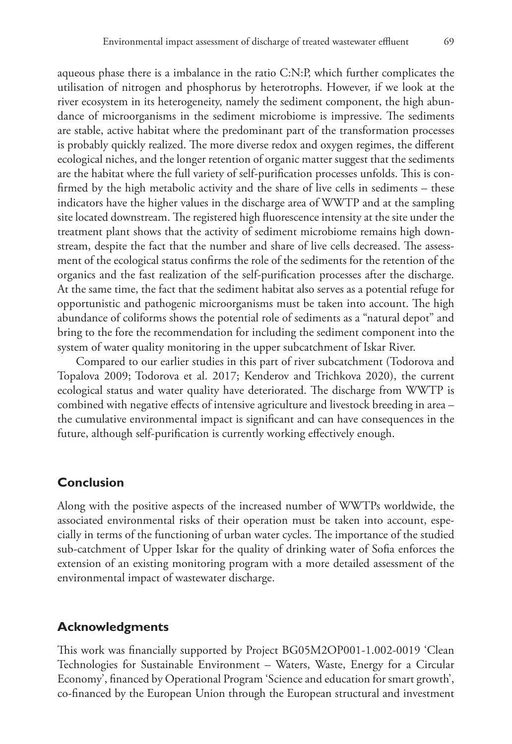aqueous phase there is a imbalance in the ratio C:N:P, which further complicates the utilisation of nitrogen and phosphorus by heterotrophs. However, if we look at the river ecosystem in its heterogeneity, namely the sediment component, the high abundance of microorganisms in the sediment microbiome is impressive. The sediments are stable, active habitat where the predominant part of the transformation processes is probably quickly realized. The more diverse redox and oxygen regimes, the different ecological niches, and the longer retention of organic matter suggest that the sediments are the habitat where the full variety of self-purification processes unfolds. This is confirmed by the high metabolic activity and the share of live cells in sediments – these indicators have the higher values in the discharge area of WWTP and at the sampling site located downstream. The registered high fluorescence intensity at the site under the treatment plant shows that the activity of sediment microbiome remains high downstream, despite the fact that the number and share of live cells decreased. The assessment of the ecological status confirms the role of the sediments for the retention of the organics and the fast realization of the self-purification processes after the discharge. At the same time, the fact that the sediment habitat also serves as a potential refuge for opportunistic and pathogenic microorganisms must be taken into account. The high abundance of coliforms shows the potential role of sediments as a "natural depot" and bring to the fore the recommendation for including the sediment component into the system of water quality monitoring in the upper subcatchment of Iskar River.

Compared to our earlier studies in this part of river subcatchment (Todorova and Topalova 2009; Todorova et al. 2017; Kenderov and Trichkova 2020), the current ecological status and water quality have deteriorated. The discharge from WWTP is combined with negative effects of intensive agriculture and livestock breeding in area – the cumulative environmental impact is significant and can have consequences in the future, although self-purification is currently working effectively enough.

## Conclusion

Along with the positive aspects of the increased number of WWTPs worldwide, the associated environmental risks of their operation must be taken into account, especially in terms of the functioning of urban water cycles. The importance of the studied sub-catchment of Upper Iskar for the quality of drinking water of Sofia enforces the extension of an existing monitoring program with a more detailed assessment of the environmental impact of wastewater discharge.

## Acknowledgments

This work was financially supported by Project BG05M2OP001-1.002-0019 'Clean Technologies for Sustainable Environment – Waters, Waste, Energy for a Circular Economy', financed by Operational Program 'Science and education for smart growth', co-financed by the European Union through the European structural and investment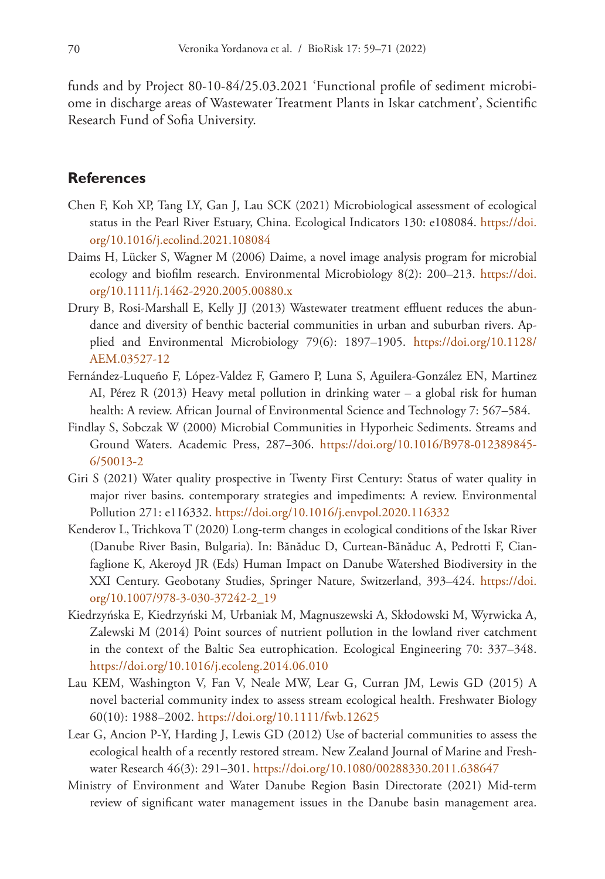funds and by Project 80-10-84/25.03.2021 'Functional profile of sediment microbiome in discharge areas of Wastewater Treatment Plants in Iskar catchment', Scientific Research Fund of Sofia University.

## References

Chen F, Koh XP, Tang LY, Gan J, Lau SCK (2021) Microbiological assessment of ecological status in the Pearl River Estuary, China. Ecological Indicators 130: e108084. https://doi.org/10.1016/j.ecolind.2021.108084

Daims H, Lücker S, Wagner M (2006) Daime, a novel image analysis program for microbial ecology and biofilm research. Environmental Microbiology 8(2): 200–213. https://doi.org/10.1111/j.1462-2920.2005.00880.x

Drury B, Rosi-Marshall E, Kelly JJ (2013) Wastewater treatment effluent reduces the abundance and diversity of benthic bacterial communities in urban and suburban rivers. Applied and Environmental Microbiology 79(6): 1897–1905. https://doi.org/10.1128/AEM.03527-12

Fernández-Luqueño F, López-Valdez F, Gamero P, Luna S, Aguilera-González EN, Martinez AI, Pérez R (2013) Heavy metal pollution in drinking water – a global risk for human health: A review. African Journal of Environmental Science and Technology 7: 567–584.

Findlay S, Sobczak W (2000) Microbial Communities in Hyporheic Sediments. Streams and Ground Waters. Academic Press, 287–306. https://doi.org/10.1016/B978-012389845-6/50013-2

Giri S (2021) Water quality prospective in Twenty First Century: Status of water quality in major river basins. contemporary strategies and impediments: A review. Environmental Pollution 271: e116332. https://doi.org/10.1016/j.envpol.2020.116332

Kenderov L, Trichkova T (2020) Long-term changes in ecological conditions of the Iskar River (Danube River Basin, Bulgaria). In: Bănăduc D, Curtean-Bănăduc A, Pedrotti F, Cianfaglione K, Akeroyd JR (Eds) Human Impact on Danube Watershed Biodiversity in the XXI Century. Geobotany Studies, Springer Nature, Switzerland, 393–424. https://doi.org/10.1007/978-3-030-37242-2_19

Kiedrzyńska E, Kiedrzyński M, Urbaniak M, Magnuszewski A, Skłodowski M, Wyrwicka A, Zalewski M (2014) Point sources of nutrient pollution in the lowland river catchment in the context of the Baltic Sea eutrophication. Ecological Engineering 70: 337–348. https://doi.org/10.1016/j.ecoleng.2014.06.010

Lau KEM, Washington V, Fan V, Neale MW, Lear G, Curran JM, Lewis GD (2015) A novel bacterial community index to assess stream ecological health. Freshwater Biology 60(10): 1988–2002. https://doi.org/10.1111/fwb.12625

Lear G, Ancion P-Y, Harding J, Lewis GD (2012) Use of bacterial communities to assess the ecological health of a recently restored stream. New Zealand Journal of Marine and Freshwater Research 46(3): 291–301. https://doi.org/10.1080/00288330.2011.638647

Ministry of Environment and Water Danube Region Basin Directorate (2021) Mid-term review of significant water management issues in the Danube basin management area.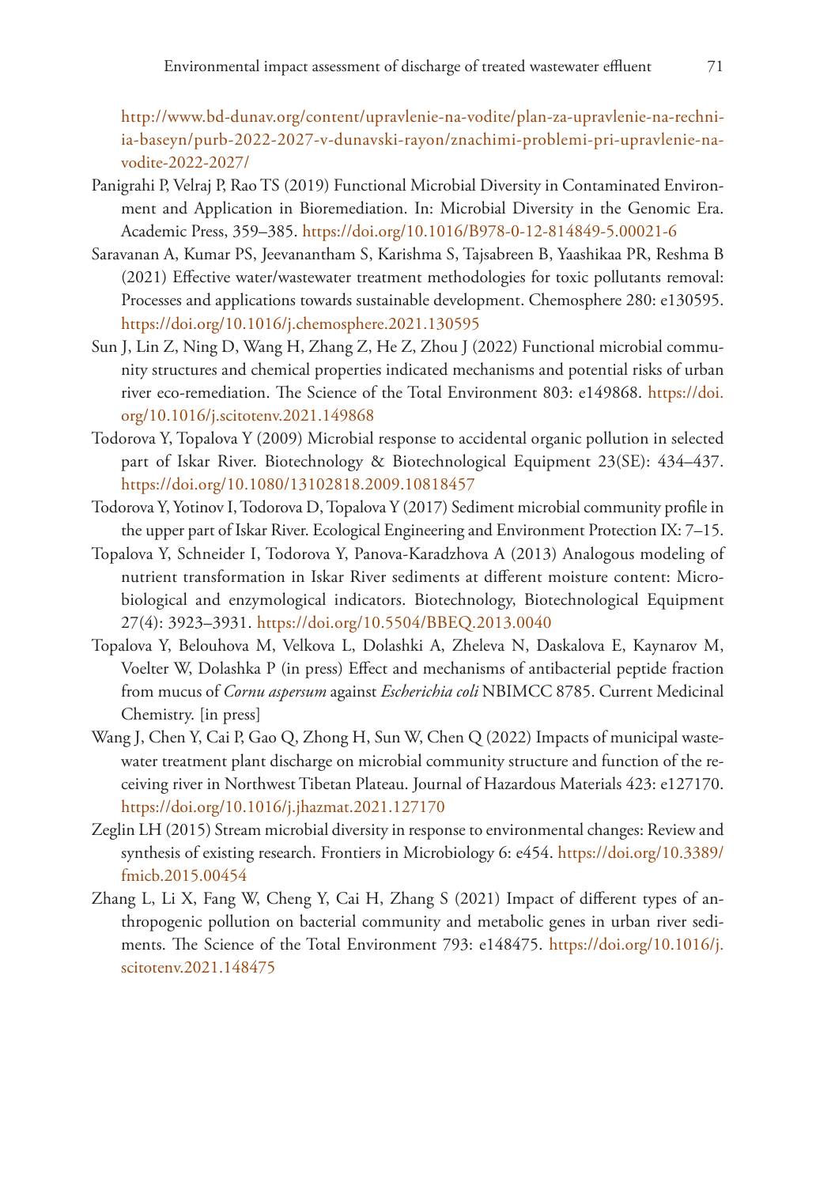http://www.bd-dunav.org/content/upravlenie-na-vodite/plan-za-upravlenie-na-rechniia-baseyn/purb-2022-2027-v-dunavski-rayon/znachimi-problemi-pri-upravlenie-na-vodite-2022-2027/

Panigrahi P, Velraj P, Rao TS (2019) Functional Microbial Diversity in Contaminated Environment and Application in Bioremediation. In: Microbial Diversity in the Genomic Era. Academic Press, 359–385. https://doi.org/10.1016/B978-0-12-814849-5.00021-6

Saravanan A, Kumar PS, Jeevanantham S, Karishma S, Tajsabreen B, Yaashikaa PR, Reshma B (2021) Effective water/wastewater treatment methodologies for toxic pollutants removal: Processes and applications towards sustainable development. Chemosphere 280: e130595. https://doi.org/10.1016/j.chemosphere.2021.130595

Sun J, Lin Z, Ning D, Wang H, Zhang Z, He Z, Zhou J (2022) Functional microbial community structures and chemical properties indicated mechanisms and potential risks of urban river eco-remediation. The Science of the Total Environment 803: e149868. https://doi.org/10.1016/j.scitotenv.2021.149868

Todorova Y, Topalova Y (2009) Microbial response to accidental organic pollution in selected part of Iskar River. Biotechnology & Biotechnological Equipment 23(SE): 434–437. https://doi.org/10.1080/13102818.2009.10818457

Todorova Y, Yotinov I, Todorova D, Topalova Y (2017) Sediment microbial community profile in the upper part of Iskar River. Ecological Engineering and Environment Protection IX: 7–15.

Topalova Y, Schneider I, Todorova Y, Panova-Karadzhova A (2013) Analogous modeling of nutrient transformation in Iskar River sediments at different moisture content: Microbiological and enzymological indicators. Biotechnology, Biotechnological Equipment 27(4): 3923–3931. https://doi.org/10.5504/BBEQ.2013.0040

Topalova Y, Belouhova M, Velkova L, Dolashki A, Zheleva N, Daskalova E, Kaynarov M, Voelter W, Dolashka P (in press) Effect and mechanisms of antibacterial peptide fraction from mucus of *Cornu aspersum* against *Escherichia coli* NBIMCC 8785. Current Medicinal Chemistry. [in press]

Wang J, Chen Y, Cai P, Gao Q, Zhong H, Sun W, Chen Q (2022) Impacts of municipal wastewater treatment plant discharge on microbial community structure and function of the receiving river in Northwest Tibetan Plateau. Journal of Hazardous Materials 423: e127170. https://doi.org/10.1016/j.jhazmat.2021.127170

Zeglin LH (2015) Stream microbial diversity in response to environmental changes: Review and synthesis of existing research. Frontiers in Microbiology 6: e454. https://doi.org/10.3389/fmicb.2015.00454

Zhang L, Li X, Fang W, Cheng Y, Cai H, Zhang S (2021) Impact of different types of anthropogenic pollution on bacterial community and metabolic genes in urban river sediments. The Science of the Total Environment 793: e148475. https://doi.org/10.1016/j.scitotenv.2021.148475